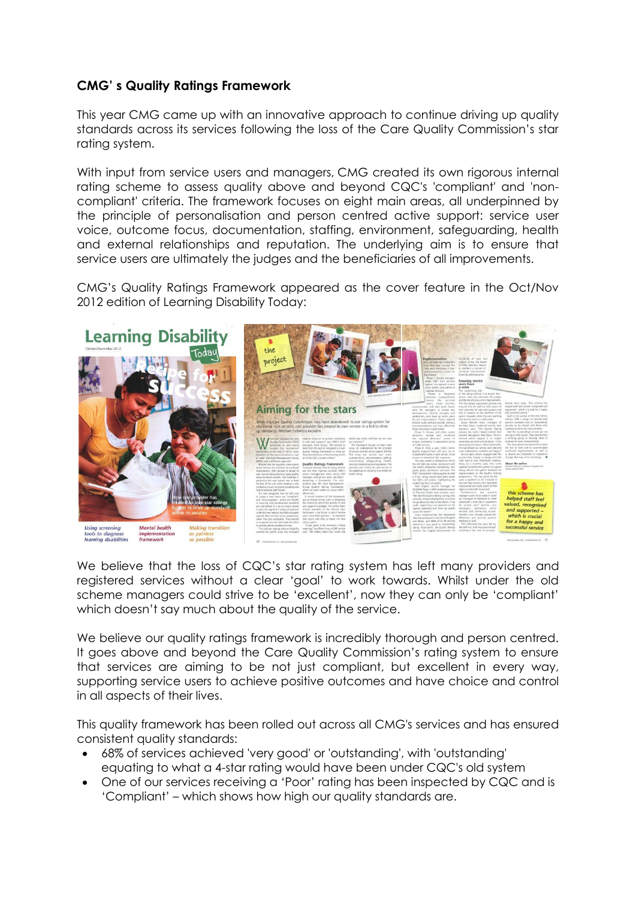## CMG' s Quality Ratings Framework

This year CMG came up with an innovative approach to continue driving up quality standards across its services following the loss of the Care Quality Commission's star rating system.

With input from service users and managers, CMG created its own rigorous internal rating scheme to assess quality above and beyond CQC's 'compliant' and 'non-compliant' criteria. The framework focuses on eight main areas, all underpinned by the principle of personalisation and person centred active support: service user voice, outcome focus, documentation, staffing, environment, safeguarding, health and external relationships and reputation. The underlying aim is to ensure that service users are ultimately the judges and the beneficiaries of all improvements.

CMG's Quality Ratings Framework appeared as the cover feature in the Oct/Nov 2012 edition of Learning Disability Today:

We believe that the loss of CQC's star rating system has left many providers and registered services without a clear 'goal' to work towards. Whilst under the old scheme managers could strive to be 'excellent', now they can only be 'compliant' which doesn't say much about the quality of the service.

We believe our quality ratings framework is incredibly thorough and person centred. It goes above and beyond the Care Quality Commission's rating system to ensure that services are aiming to be not just compliant, but excellent in every way, supporting service users to achieve positive outcomes and have choice and control in all aspects of their lives.

This quality framework has been rolled out across all CMG's services and has ensured consistent quality standards:

- 68% of services achieved 'very good' or 'outstanding', with 'outstanding' equating to what a 4-star rating would have been under CQC's old system
- One of our services receiving a 'Poor' rating has been inspected by CQC and is 'Compliant' – which shows how high our quality standards are.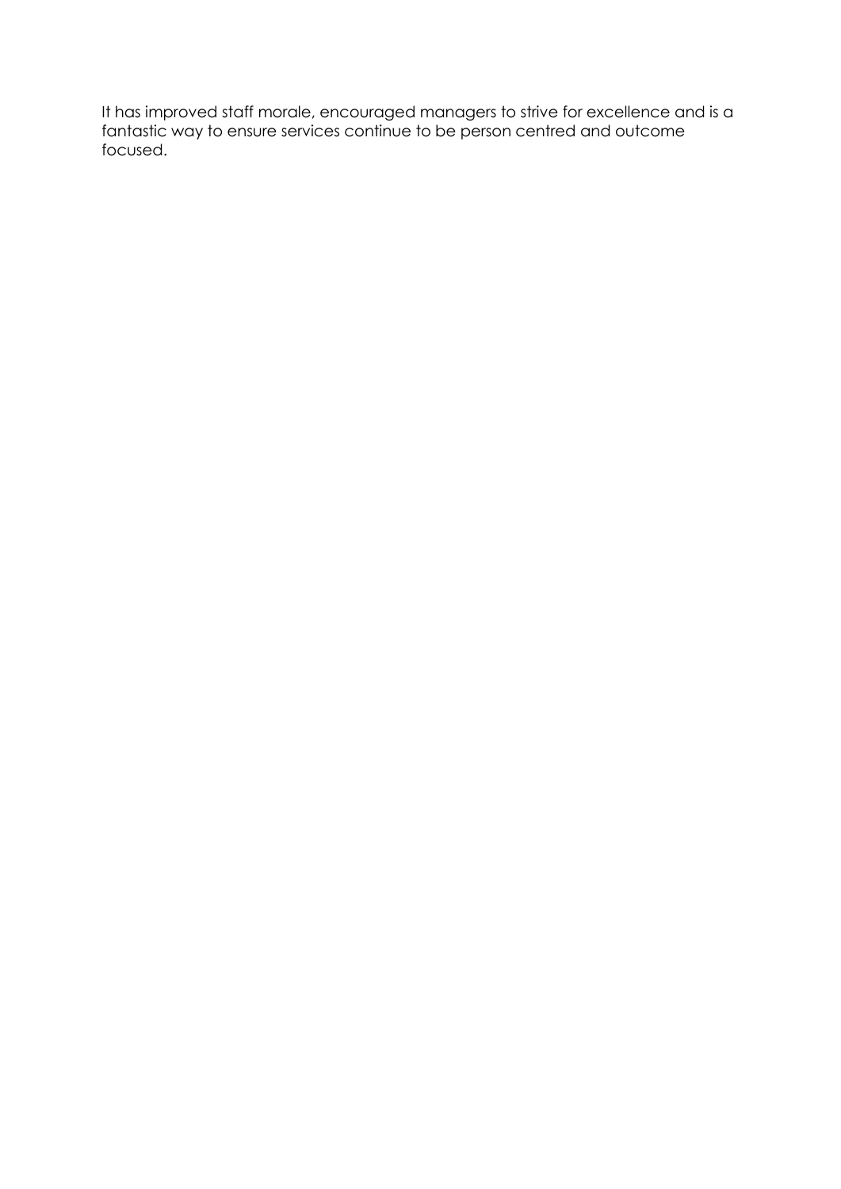It has improved staff morale, encouraged managers to strive for excellence and is a fantastic way to ensure services continue to be person centred and outcome focused.